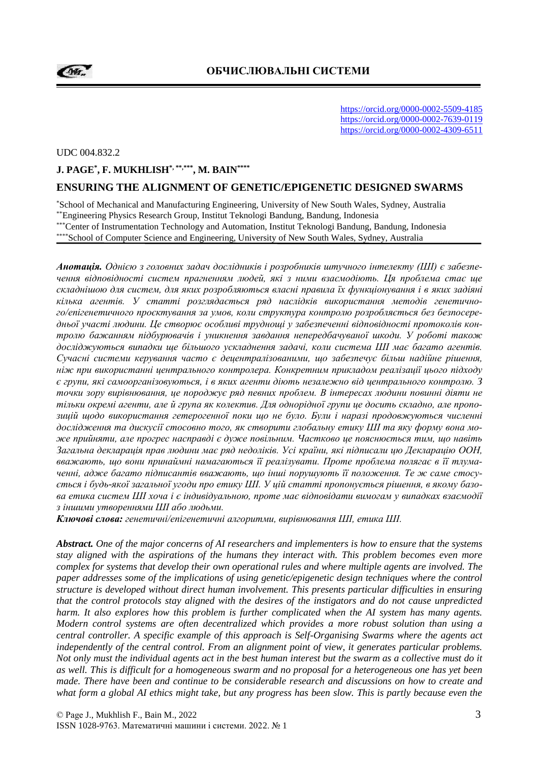https://orcid.org/0000-0002-5509-4185
https://orcid.org/0000-0002-7639-0119
https://orcid.org/0000-0002-4309-6511

UDC 004.832.2

**J. PAGE[*], F. MUKHLISH[*, **,***], M. BAIN[****]**

## ENSURING THE ALIGNMENT OF GENETIC/EPIGENETIC DESIGNED SWARMS

[*]School of Mechanical and Manufacturing Engineering, University of New South Wales, Sydney, Australia
[**]Engineering Physics Research Group, Institut Teknologi Bandung, Bandung, Indonesia
[***]Center of Instrumentation Technology and Automation, Institut Teknologi Bandung, Bandung, Indonesia
[****]School of Computer Science and Engineering, University of New South Wales, Sydney, Australia

***Анотація.*** *Однією з головних задач дослідників і розробників штучного інтелекту (ШІ) є забезпечення відповідності систем прагненням людей, які з ними взаємодіють. Ця проблема стає ще складнішою для систем, для яких розробляються власні правила їх функціонування і в яких задіяні кілька агентів. У статті розглядається ряд наслідків використання методів генетичного/епігенетичного проєктування за умов, коли структура контролю розробляється без безпосередньої участі людини. Це створює особливі труднощі у забезпеченні відповідності протоколів контролю бажанням підбурювачів і уникнення завдання непередбачуваної шкоди. У роботі також досліджуються випадки ще більшого ускладнення задачі, коли система ШІ має багато агентів. Сучасні системи керування часто є децентралізованими, що забезпечує більш надійне рішення, ніж при використанні центрального контролера. Конкретним прикладом реалізації цього підходу є групи, які самоорганізовуються, і в яких агенти діють незалежно від центрального контролю. З точки зору вирівнювання, це породжує ряд певних проблем. В інтересах людини повинні діяти не тільки окремі агенти, але й група як колектив. Для однорідної групи це досить складно, але пропозицій щодо використання гетерогенної поки що не було. Були і наразі продовжуються численні дослідження та дискусії стосовно того, як створити глобальну етику ШІ та яку форму вона може прийняти, але прогрес насправді є дуже повільним. Частково це пояснюється тим, що навіть Загальна декларація прав людини має ряд недоліків. Усі країни, які підписали цю Декларацію ООН, вважають, що вони принаймні намагаються її реалізувати. Проте проблема полягає в її тлумаченні, адже багато підписантів вважають, що інші порушують її положення. Те ж саме стосується і будь-якої загальної угоди про етику ШІ. У цій статті пропонується рішення, в якому базова етика систем ШІ хоча і є індивідуальною, проте має відповідати вимогам у випадках взаємодії з іншими утвореннями ШІ або людьми.*

***Ключові слова:*** *генетичні/епігенетичні алгоритми, вирівнювання ШІ, етика ШІ.*

***Abstract.*** *One of the major concerns of AI researchers and implementers is how to ensure that the systems stay aligned with the aspirations of the humans they interact with. This problem becomes even more complex for systems that develop their own operational rules and where multiple agents are involved. The paper addresses some of the implications of using genetic/epigenetic design techniques where the control structure is developed without direct human involvement. This presents particular difficulties in ensuring that the control protocols stay aligned with the desires of the instigators and do not cause unpredicted harm. It also explores how this problem is further complicated when the AI system has many agents. Modern control systems are often decentralized which provides a more robust solution than using a central controller. A specific example of this approach is Self-Organising Swarms where the agents act independently of the central control. From an alignment point of view, it generates particular problems. Not only must the individual agents act in the best human interest but the swarm as a collective must do it as well. This is difficult for a homogeneous swarm and no proposal for a heterogeneous one has yet been made. There have been and continue to be considerable research and discussions on how to create and what form a global AI ethics might take, but any progress has been slow. This is partly because even the*

© Page J., Mukhlish F., Bain M., 2022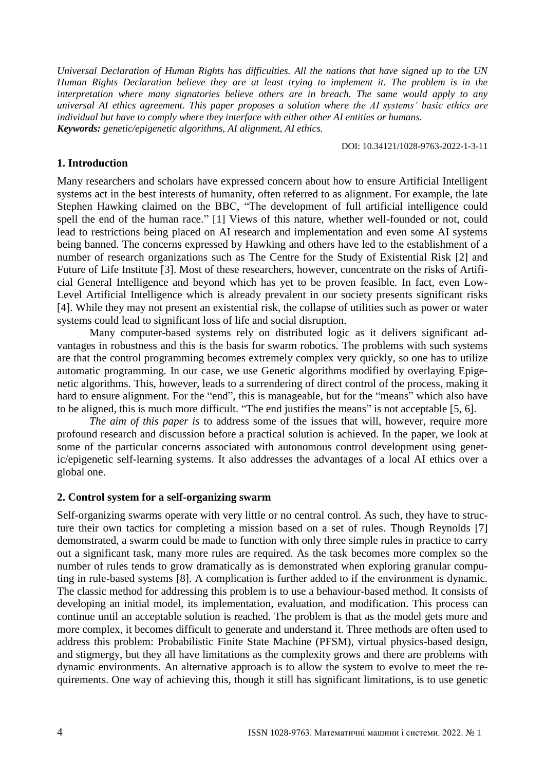*Universal Declaration of Human Rights has difficulties. All the nations that have signed up to the UN Human Rights Declaration believe they are at least trying to implement it. The problem is in the interpretation where many signatories believe others are in breach. The same would apply to any universal AI ethics agreement. This paper proposes a solution where the AI systems' basic ethics are individual but have to comply where they interface with either other AI entities or humans.*
***Keywords:*** *genetic/epigenetic algorithms, AI alignment, AI ethics.*

DOI: 10.34121/1028-9763-2022-1-3-11

## 1. Introduction

Many researchers and scholars have expressed concern about how to ensure Artificial Intelligent systems act in the best interests of humanity, often referred to as alignment. For example, the late Stephen Hawking claimed on the BBC, "The development of full artificial intelligence could spell the end of the human race." [1] Views of this nature, whether well-founded or not, could lead to restrictions being placed on AI research and implementation and even some AI systems being banned. The concerns expressed by Hawking and others have led to the establishment of a number of research organizations such as The Centre for the Study of Existential Risk [2] and Future of Life Institute [3]. Most of these researchers, however, concentrate on the risks of Artificial General Intelligence and beyond which has yet to be proven feasible. In fact, even Low-Level Artificial Intelligence which is already prevalent in our society presents significant risks [4]. While they may not present an existential risk, the collapse of utilities such as power or water systems could lead to significant loss of life and social disruption.

Many computer-based systems rely on distributed logic as it delivers significant advantages in robustness and this is the basis for swarm robotics. The problems with such systems are that the control programming becomes extremely complex very quickly, so one has to utilize automatic programming. In our case, we use Genetic algorithms modified by overlaying Epigenetic algorithms. This, however, leads to a surrendering of direct control of the process, making it hard to ensure alignment. For the "end", this is manageable, but for the "means" which also have to be aligned, this is much more difficult. "The end justifies the means" is not acceptable [5, 6].

*The aim of this paper is* to address some of the issues that will, however, require more profound research and discussion before a practical solution is achieved. In the paper, we look at some of the particular concerns associated with autonomous control development using genetic/epigenetic self-learning systems. It also addresses the advantages of a local AI ethics over a global one.

## 2. Control system for a self-organizing swarm

Self-organizing swarms operate with very little or no central control. As such, they have to structure their own tactics for completing a mission based on a set of rules. Though Reynolds [7] demonstrated, a swarm could be made to function with only three simple rules in practice to carry out a significant task, many more rules are required. As the task becomes more complex so the number of rules tends to grow dramatically as is demonstrated when exploring granular computing in rule-based systems [8]. A complication is further added to if the environment is dynamic. The classic method for addressing this problem is to use a behaviour-based method. It consists of developing an initial model, its implementation, evaluation, and modification. This process can continue until an acceptable solution is reached. The problem is that as the model gets more and more complex, it becomes difficult to generate and understand it. Three methods are often used to address this problem: Probabilistic Finite State Machine (PFSM), virtual physics-based design, and stigmergy, but they all have limitations as the complexity grows and there are problems with dynamic environments. An alternative approach is to allow the system to evolve to meet the requirements. One way of achieving this, though it still has significant limitations, is to use genetic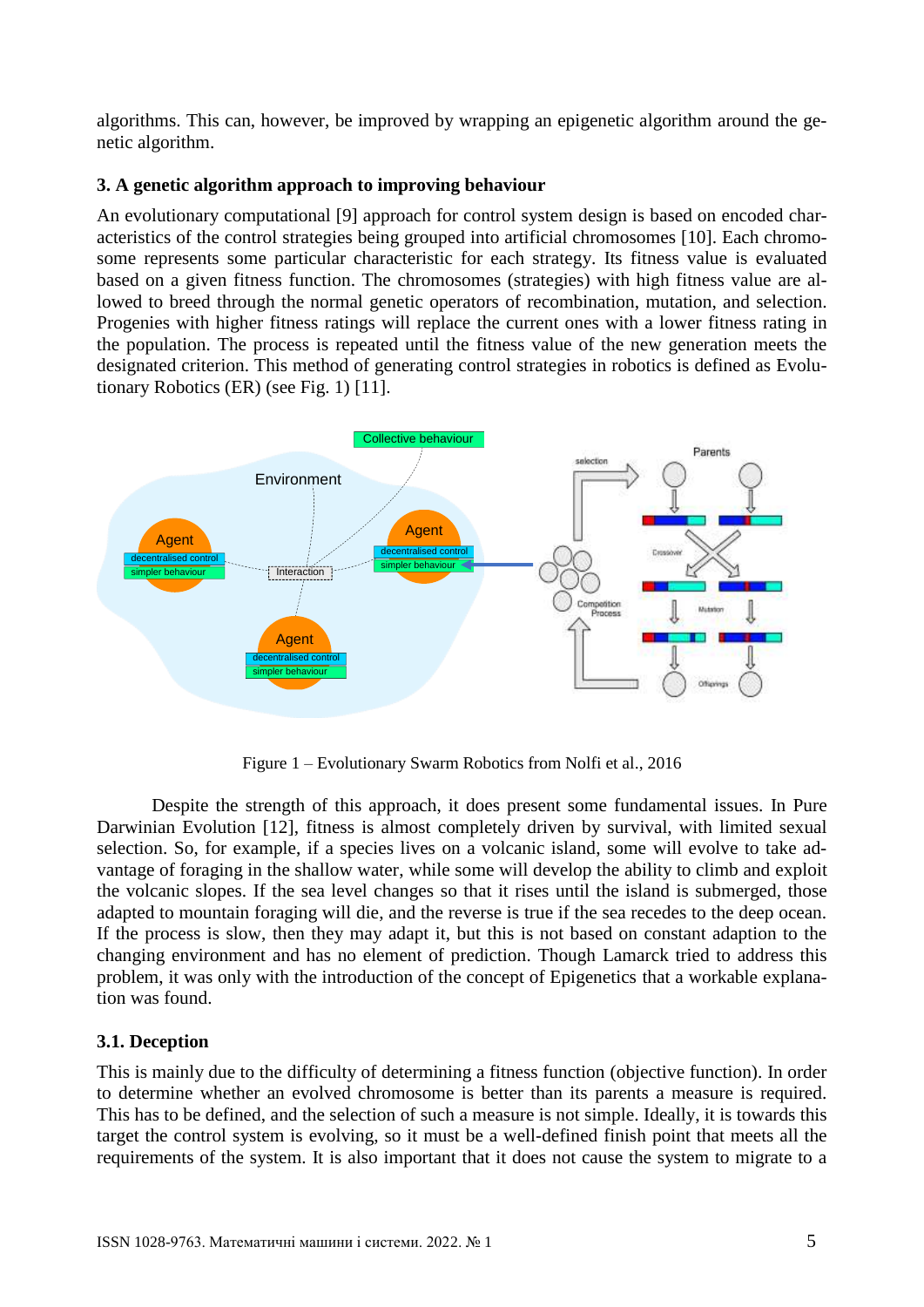algorithms. This can, however, be improved by wrapping an epigenetic algorithm around the genetic algorithm.

### 3. A genetic algorithm approach to improving behaviour

An evolutionary computational [9] approach for control system design is based on encoded characteristics of the control strategies being grouped into artificial chromosomes [10]. Each chromosome represents some particular characteristic for each strategy. Its fitness value is evaluated based on a given fitness function. The chromosomes (strategies) with high fitness value are allowed to breed through the normal genetic operators of recombination, mutation, and selection. Progenies with higher fitness ratings will replace the current ones with a lower fitness rating in the population. The process is repeated until the fitness value of the new generation meets the designated criterion. This method of generating control strategies in robotics is defined as Evolutionary Robotics (ER) (see Fig. 1) [11].

Figure 1 – Evolutionary Swarm Robotics from Nolfi et al., 2016

Despite the strength of this approach, it does present some fundamental issues. In Pure Darwinian Evolution [12], fitness is almost completely driven by survival, with limited sexual selection. So, for example, if a species lives on a volcanic island, some will evolve to take advantage of foraging in the shallow water, while some will develop the ability to climb and exploit the volcanic slopes. If the sea level changes so that it rises until the island is submerged, those adapted to mountain foraging will die, and the reverse is true if the sea recedes to the deep ocean. If the process is slow, then they may adapt it, but this is not based on constant adaptation to the changing environment and has no element of prediction. Though Lamarck tried to address this problem, it was only with the introduction of the concept of Epigenetics that a workable explanation was found.

#### 3.1. Deception

This is mainly due to the difficulty of determining a fitness function (objective function). In order to determine whether an evolved chromosome is better than its parents a measure is required. This has to be defined, and the selection of such a measure is not simple. Ideally, it is towards this target the control system is evolving, so it must be a well-defined finish point that meets all the requirements of the system. It is also important that it does not cause the system to migrate to a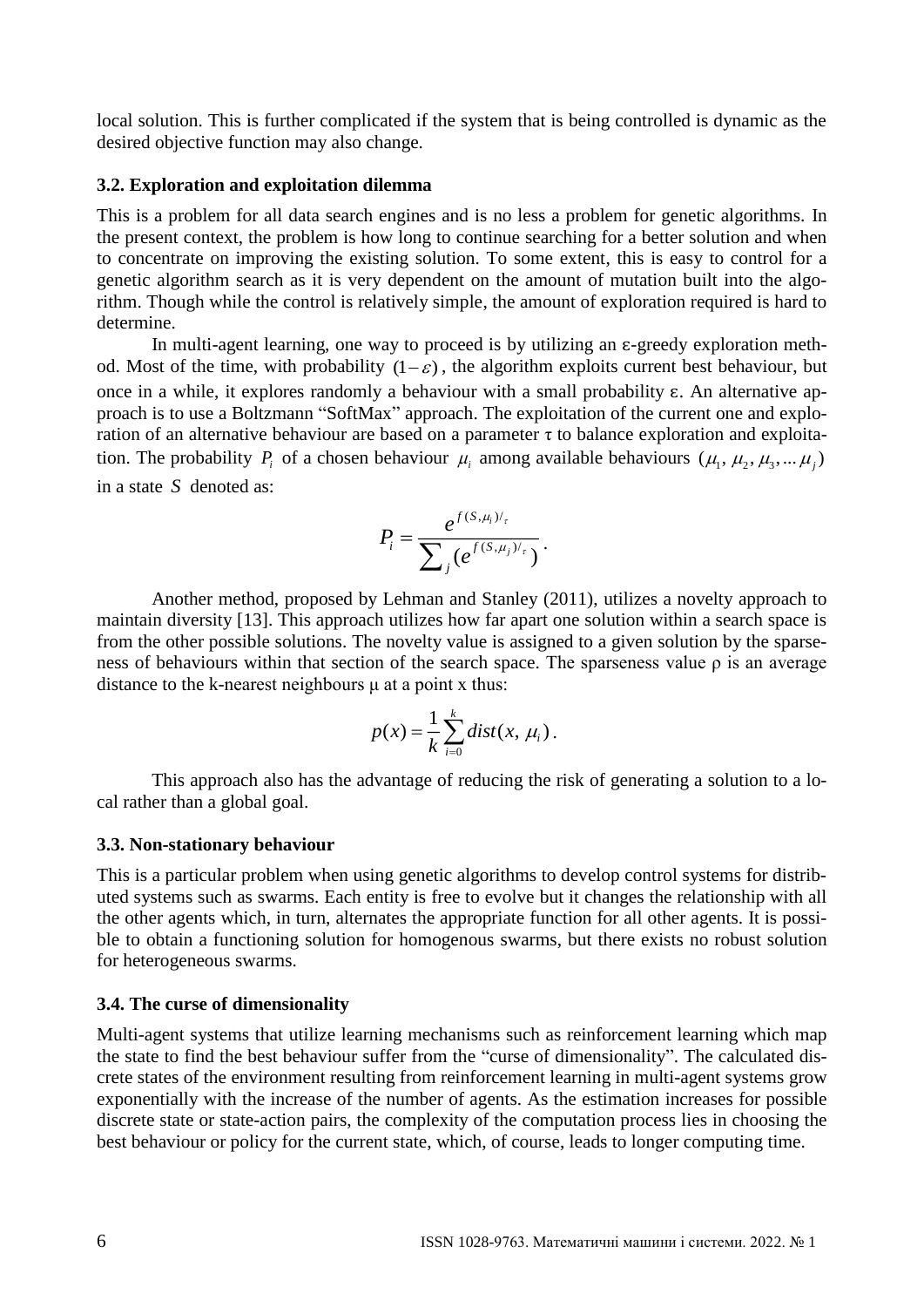local solution. This is further complicated if the system that is being controlled is dynamic as the desired objective function may also change.

### 3.2. Exploration and exploitation dilemma

This is a problem for all data search engines and is no less a problem for genetic algorithms. In the present context, the problem is how long to continue searching for a better solution and when to concentrate on improving the existing solution. To some extent, this is easy to control for a genetic algorithm search as it is very dependent on the amount of mutation built into the algorithm. Though while the control is relatively simple, the amount of exploration required is hard to determine.

In multi-agent learning, one way to proceed is by utilizing an ε-greedy exploration method. Most of the time, with probability $(1-\varepsilon)$, the algorithm exploits current best behaviour, but once in a while, it explores randomly a behaviour with a small probability ε. An alternative approach is to use a Boltzmann "SoftMax" approach. The exploitation of the current one and exploration of an alternative behaviour are based on a parameter τ to balance exploration and exploitation. The probability $P_i$ of a chosen behaviour $\mu_i$ among available behaviours $(\mu_1, \mu_2, \mu_3, ... \mu_j)$ in a state $S$ denoted as:

$$P_i = \frac{e^{f(S,\mu_i)/_\tau}}{\sum_j (e^{f(S,\mu_j)/_\tau})}.$$

Another method, proposed by Lehman and Stanley (2011), utilizes a novelty approach to maintain diversity [13]. This approach utilizes how far apart one solution within a search space is from the other possible solutions. The novelty value is assigned to a given solution by the sparseness of behaviours within that section of the search space. The sparseness value ρ is an average distance to the k-nearest neighbours μ at a point x thus:

$$p(x) = \frac{1}{k}\sum_{i=0}^{k} dist(x, \mu_i).$$

This approach also has the advantage of reducing the risk of generating a solution to a local rather than a global goal.

### 3.3. Non-stationary behaviour

This is a particular problem when using genetic algorithms to develop control systems for distributed systems such as swarms. Each entity is free to evolve but it changes the relationship with all the other agents which, in turn, alternates the appropriate function for all other agents. It is possible to obtain a functioning solution for homogenous swarms, but there exists no robust solution for heterogeneous swarms.

### 3.4. The curse of dimensionality

Multi-agent systems that utilize learning mechanisms such as reinforcement learning which map the state to find the best behaviour suffer from the "curse of dimensionality". The calculated discrete states of the environment resulting from reinforcement learning in multi-agent systems grow exponentially with the increase of the number of agents. As the estimation increases for possible discrete state or state-action pairs, the complexity of the computation process lies in choosing the best behaviour or policy for the current state, which, of course, leads to longer computing time.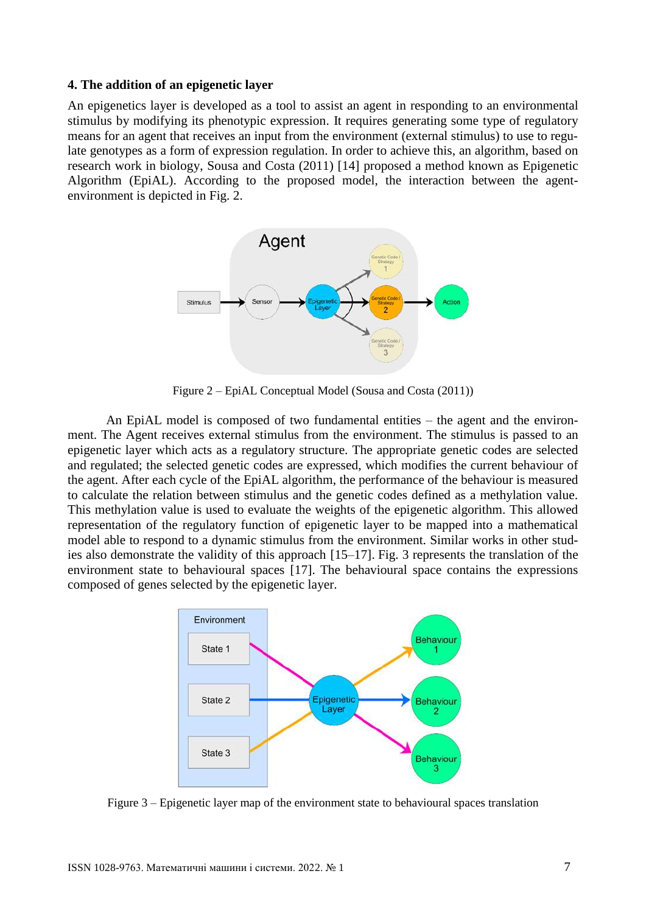### 4. The addition of an epigenetic layer

An epigenetics layer is developed as a tool to assist an agent in responding to an environmental stimulus by modifying its phenotypic expression. It requires generating some type of regulatory means for an agent that receives an input from the environment (external stimulus) to use to regulate genotypes as a form of expression regulation. In order to achieve this, an algorithm, based on research work in biology, Sousa and Costa (2011) [14] proposed a method known as Epigenetic Algorithm (EpiAL). According to the proposed model, the interaction between the agent-environment is depicted in Fig. 2.

Figure 2 – EpiAL Conceptual Model (Sousa and Costa (2011))

An EpiAL model is composed of two fundamental entities – the agent and the environment. The Agent receives external stimulus from the environment. The stimulus is passed to an epigenetic layer which acts as a regulatory structure. The appropriate genetic codes are selected and regulated; the selected genetic codes are expressed, which modifies the current behaviour of the agent. After each cycle of the EpiAL algorithm, the performance of the behaviour is measured to calculate the relation between stimulus and the genetic codes defined as a methylation value. This methylation value is used to evaluate the weights of the epigenetic algorithm. This allowed representation of the regulatory function of epigenetic layer to be mapped into a mathematical model able to respond to a dynamic stimulus from the environment. Similar works in other studies also demonstrate the validity of this approach [15–17]. Fig. 3 represents the translation of the environment state to behavioural spaces [17]. The behavioural space contains the expressions composed of genes selected by the epigenetic layer.

Figure 3 – Epigenetic layer map of the environment state to behavioural spaces translation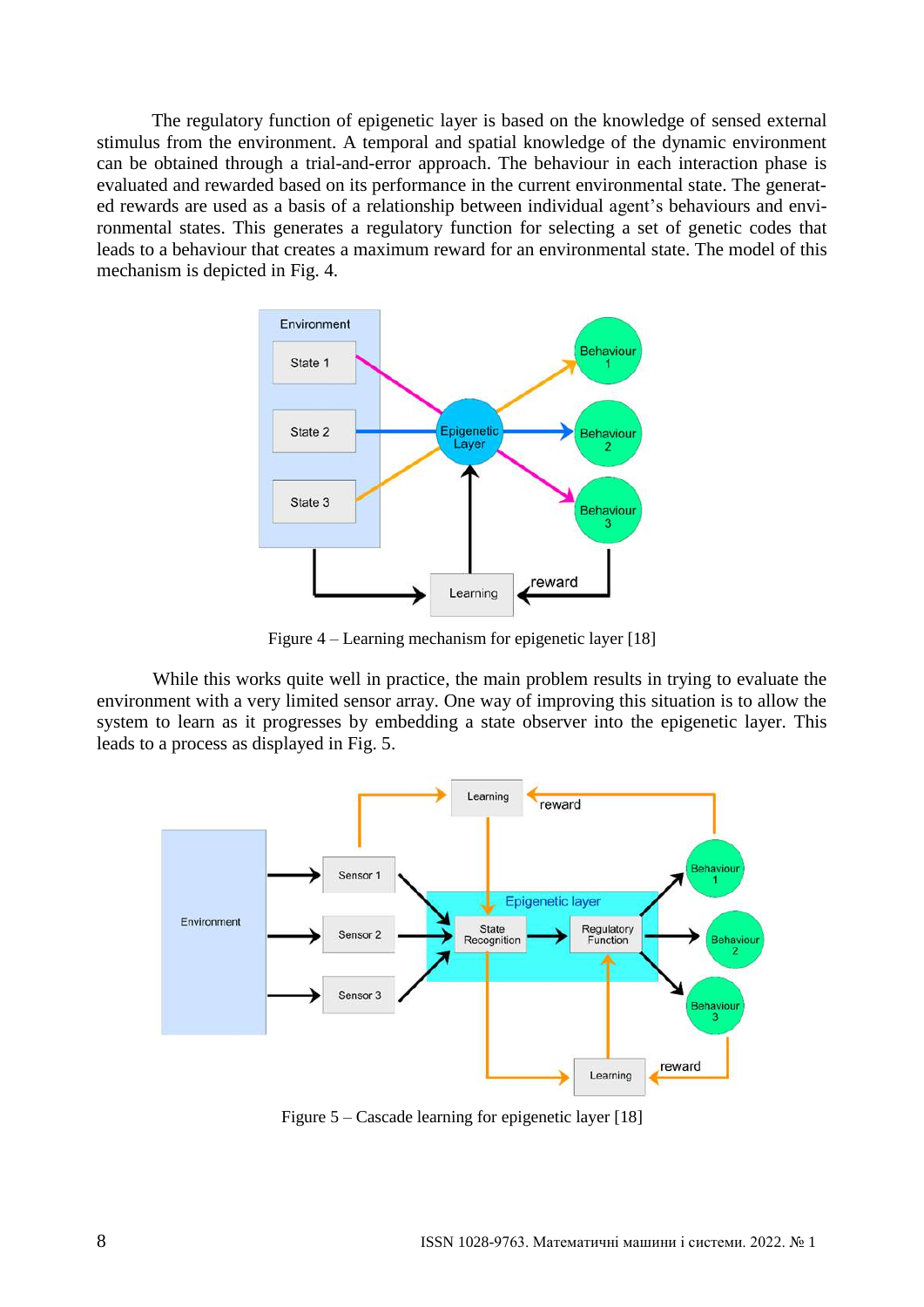The regulatory function of epigenetic layer is based on the knowledge of sensed external stimulus from the environment. A temporal and spatial knowledge of the dynamic environment can be obtained through a trial-and-error approach. The behaviour in each interaction phase is evaluated and rewarded based on its performance in the current environmental state. The generated rewards are used as a basis of a relationship between individual agent's behaviours and environmental states. This generates a regulatory function for selecting a set of genetic codes that leads to a behaviour that creates a maximum reward for an environmental state. The model of this mechanism is depicted in Fig. 4.

Figure 4 – Learning mechanism for epigenetic layer [18]

While this works quite well in practice, the main problem results in trying to evaluate the environment with a very limited sensor array. One way of improving this situation is to allow the system to learn as it progresses by embedding a state observer into the epigenetic layer. This leads to a process as displayed in Fig. 5.

Figure 5 – Cascade learning for epigenetic layer [18]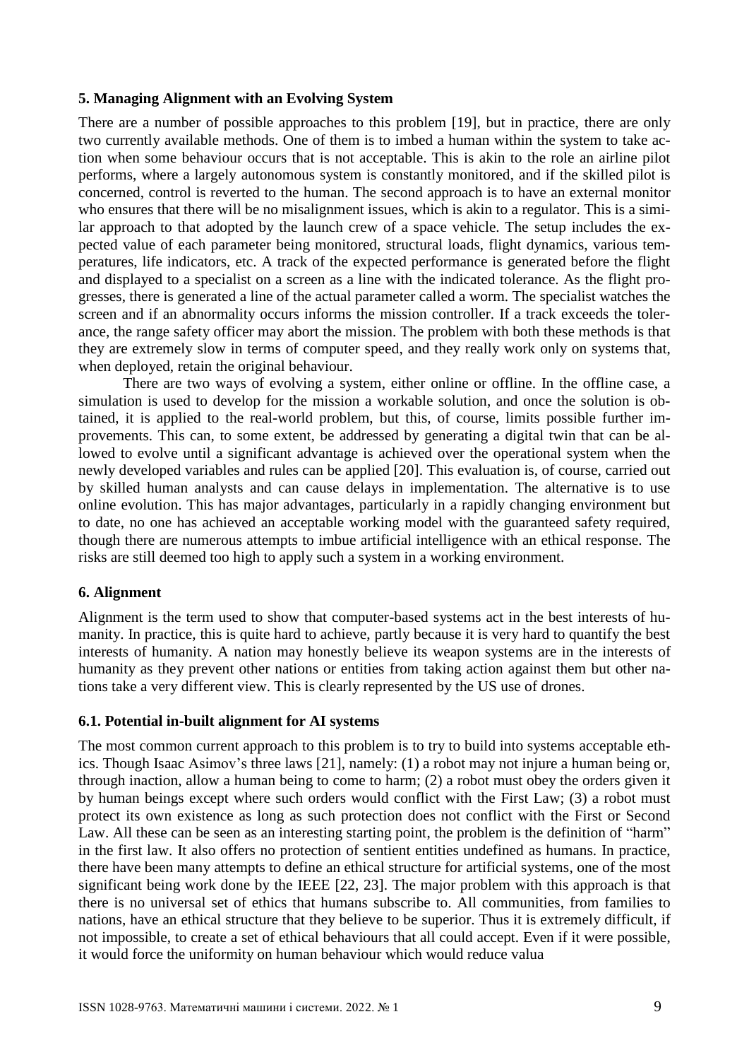### 5. Managing Alignment with an Evolving System

There are a number of possible approaches to this problem [19], but in practice, there are only two currently available methods. One of them is to imbed a human within the system to take action when some behaviour occurs that is not acceptable. This is akin to the role an airline pilot performs, where a largely autonomous system is constantly monitored, and if the skilled pilot is concerned, control is reverted to the human. The second approach is to have an external monitor who ensures that there will be no misalignment issues, which is akin to a regulator. This is a similar approach to that adopted by the launch crew of a space vehicle. The setup includes the expected value of each parameter being monitored, structural loads, flight dynamics, various temperatures, life indicators, etc. A track of the expected performance is generated before the flight and displayed to a specialist on a screen as a line with the indicated tolerance. As the flight progresses, there is generated a line of the actual parameter called a worm. The specialist watches the screen and if an abnormality occurs informs the mission controller. If a track exceeds the tolerance, the range safety officer may abort the mission. The problem with both these methods is that they are extremely slow in terms of computer speed, and they really work only on systems that, when deployed, retain the original behaviour.

There are two ways of evolving a system, either online or offline. In the offline case, a simulation is used to develop for the mission a workable solution, and once the solution is obtained, it is applied to the real-world problem, but this, of course, limits possible further improvements. This can, to some extent, be addressed by generating a digital twin that can be allowed to evolve until a significant advantage is achieved over the operational system when the newly developed variables and rules can be applied [20]. This evaluation is, of course, carried out by skilled human analysts and can cause delays in implementation. The alternative is to use online evolution. This has major advantages, particularly in a rapidly changing environment but to date, no one has achieved an acceptable working model with the guaranteed safety required, though there are numerous attempts to imbue artificial intelligence with an ethical response. The risks are still deemed too high to apply such a system in a working environment.

### 6. Alignment

Alignment is the term used to show that computer-based systems act in the best interests of humanity. In practice, this is quite hard to achieve, partly because it is very hard to quantify the best interests of humanity. A nation may honestly believe its weapon systems are in the interests of humanity as they prevent other nations or entities from taking action against them but other nations take a very different view. This is clearly represented by the US use of drones.

#### 6.1. Potential in-built alignment for AI systems

The most common current approach to this problem is to try to build into systems acceptable ethics. Though Isaac Asimov's three laws [21], namely: (1) a robot may not injure a human being or, through inaction, allow a human being to come to harm; (2) a robot must obey the orders given it by human beings except where such orders would conflict with the First Law; (3) a robot must protect its own existence as long as such protection does not conflict with the First or Second Law. All these can be seen as an interesting starting point, the problem is the definition of "harm" in the first law. It also offers no protection of sentient entities undefined as humans. In practice, there have been many attempts to define an ethical structure for artificial systems, one of the most significant being work done by the IEEE [22, 23]. The major problem with this approach is that there is no universal set of ethics that humans subscribe to. All communities, from families to nations, have an ethical structure that they believe to be superior. Thus it is extremely difficult, if not impossible, to create a set of ethical behaviours that all could accept. Even if it were possible, it would force the uniformity on human behaviour which would reduce valua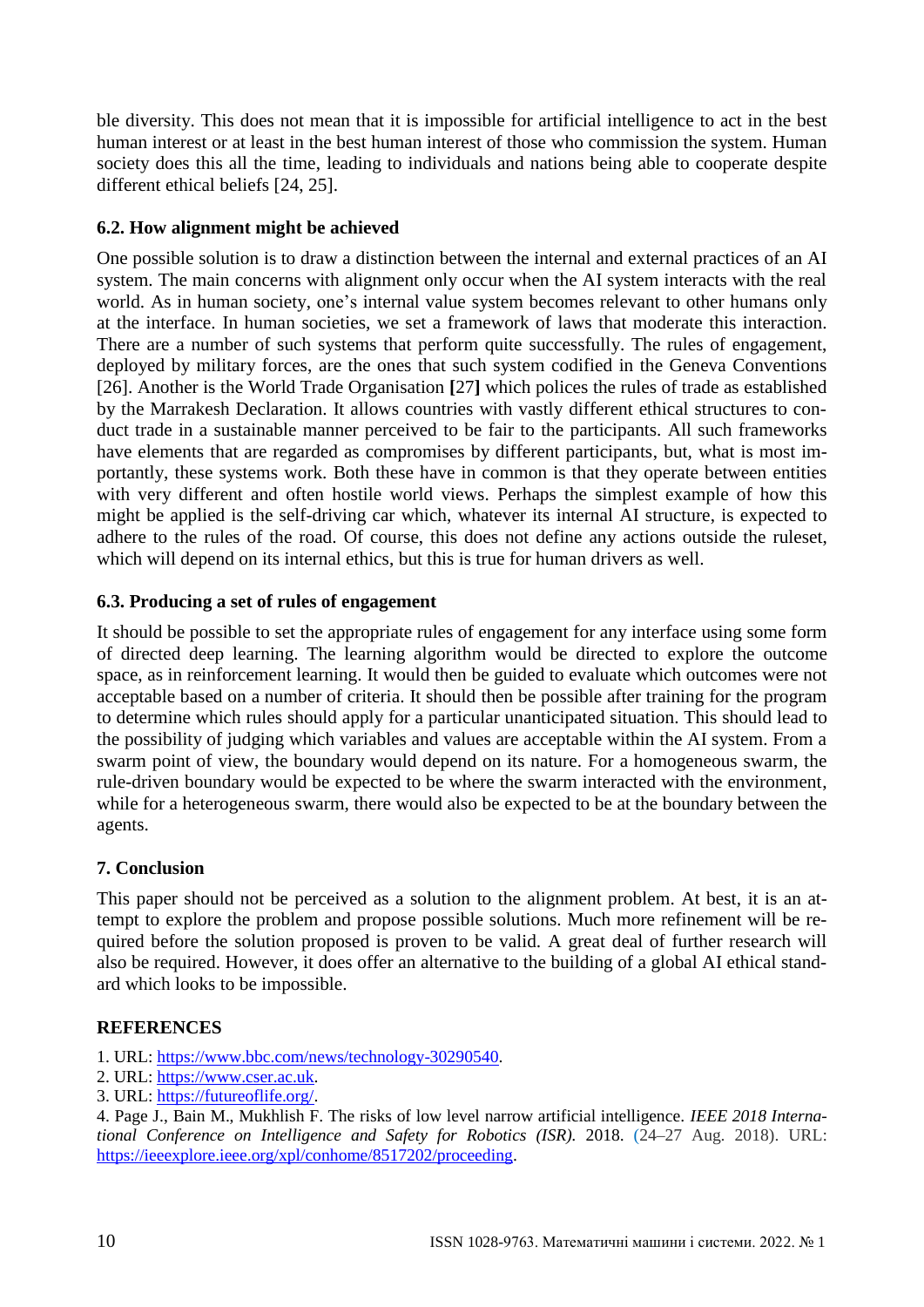ble diversity. This does not mean that it is impossible for artificial intelligence to act in the best human interest or at least in the best human interest of those who commission the system. Human society does this all the time, leading to individuals and nations being able to cooperate despite different ethical beliefs [24, 25].

### 6.2. How alignment might be achieved

One possible solution is to draw a distinction between the internal and external practices of an AI system. The main concerns with alignment only occur when the AI system interacts with the real world. As in human society, one's internal value system becomes relevant to other humans only at the interface. In human societies, we set a framework of laws that moderate this interaction. There are a number of such systems that perform quite successfully. The rules of engagement, deployed by military forces, are the ones that such system codified in the Geneva Conventions [26]. Another is the World Trade Organisation **[**27**]** which polices the rules of trade as established by the Marrakesh Declaration. It allows countries with vastly different ethical structures to conduct trade in a sustainable manner perceived to be fair to the participants. All such frameworks have elements that are regarded as compromises by different participants, but, what is most importantly, these systems work. Both these have in common is that they operate between entities with very different and often hostile world views. Perhaps the simplest example of how this might be applied is the self-driving car which, whatever its internal AI structure, is expected to adhere to the rules of the road. Of course, this does not define any actions outside the ruleset, which will depend on its internal ethics, but this is true for human drivers as well.

### 6.3. Producing a set of rules of engagement

It should be possible to set the appropriate rules of engagement for any interface using some form of directed deep learning. The learning algorithm would be directed to explore the outcome space, as in reinforcement learning. It would then be guided to evaluate which outcomes were not acceptable based on a number of criteria. It should then be possible after training for the program to determine which rules should apply for a particular unanticipated situation. This should lead to the possibility of judging which variables and values are acceptable within the AI system. From a swarm point of view, the boundary would depend on its nature. For a homogeneous swarm, the rule-driven boundary would be expected to be where the swarm interacted with the environment, while for a heterogeneous swarm, there would also be expected to be at the boundary between the agents.

## 7. Conclusion

This paper should not be perceived as a solution to the alignment problem. At best, it is an attempt to explore the problem and propose possible solutions. Much more refinement will be required before the solution proposed is proven to be valid. A great deal of further research will also be required. However, it does offer an alternative to the building of a global AI ethical standard which looks to be impossible.

## REFERENCES

1. URL: https://www.bbc.com/news/technology-30290540.
2. URL: https://www.cser.ac.uk.
3. URL: https://futureoflife.org/.
4. Page J., Bain M., Mukhlish F. The risks of low level narrow artificial intelligence. *IEEE 2018 International Conference on Intelligence and Safety for Robotics (ISR).* 2018. (24–27 Aug. 2018). URL: https://ieeexplore.ieee.org/xpl/conhome/8517202/proceeding.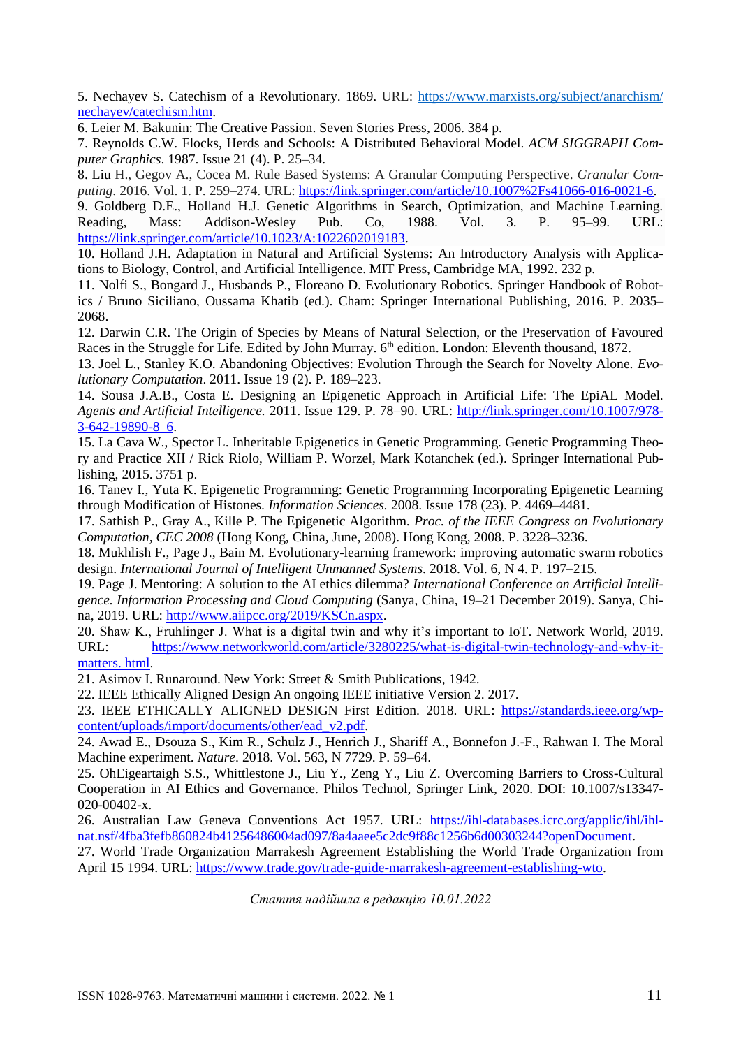5. Nechayev S. Catechism of a Revolutionary. 1869. URL: https://www.marxists.org/subject/anarchism/nechayev/catechism.htm.

6. Leier M. Bakunin: The Creative Passion. Seven Stories Press, 2006. 384 p.

7. Reynolds C.W. Flocks, Herds and Schools: A Distributed Behavioral Model. *ACM SIGGRAPH Computer Graphics*. 1987. Issue 21 (4). P. 25–34.

8. Liu H., Gegov A., Cocea M. Rule Based Systems: A Granular Computing Perspective. *Granular Computing*. 2016. Vol. 1. P. 259–274. URL: https://link.springer.com/article/10.1007%2Fs41066-016-0021-6.

9. Goldberg D.E., Holland H.J. Genetic Algorithms in Search, Optimization, and Machine Learning. Reading, Mass: Addison-Wesley Pub. Co, 1988. Vol. 3. P. 95–99. URL: https://link.springer.com/article/10.1023/A:1022602019183.

10. Holland J.H. Adaptation in Natural and Artificial Systems: An Introductory Analysis with Applications to Biology, Control, and Artificial Intelligence. MIT Press, Cambridge MA, 1992. 232 p.

11. Nolfi S., Bongard J., Husbands P., Floreano D. Evolutionary Robotics. Springer Handbook of Robotics / Bruno Siciliano, Oussama Khatib (ed.). Cham: Springer International Publishing, 2016. P. 2035–2068.

12. Darwin C.R. The Origin of Species by Means of Natural Selection, or the Preservation of Favoured Races in the Struggle for Life. Edited by John Murray. 6th edition. London: Eleventh thousand, 1872.

13. Joel L., Stanley K.O. Abandoning Objectives: Evolution Through the Search for Novelty Alone. *Evolutionary Computation*. 2011. Issue 19 (2). P. 189–223.

14. Sousa J.A.B., Costa E. Designing an Epigenetic Approach in Artificial Life: The EpiAL Model. *Agents and Artificial Intelligence.* 2011. Issue 129. P. 78–90. URL: http://link.springer.com/10.1007/978-3-642-19890-8_6.

15. La Cava W., Spector L. Inheritable Epigenetics in Genetic Programming. Genetic Programming Theory and Practice XII / Rick Riolo, William P. Worzel, Mark Kotanchek (ed.). Springer International Publishing, 2015. 3751 p.

16. Tanev I., Yuta K. Epigenetic Programming: Genetic Programming Incorporating Epigenetic Learning through Modification of Histones. *Information Sciences.* 2008. Issue 178 (23). P. 4469–4481.

17. Sathish P., Gray A., Kille P. The Epigenetic Algorithm. *Proc. of the IEEE Congress on Evolutionary Computation, CEC 2008* (Hong Kong, China, June, 2008). Hong Kong, 2008. P. 3228–3236.

18. Mukhlish F., Page J., Bain M. Evolutionary-learning framework: improving automatic swarm robotics design. *International Journal of Intelligent Unmanned Systems*. 2018. Vol. 6, N 4. P. 197–215.

19. Page J. Mentoring: A solution to the AI ethics dilemma? *International Conference on Artificial Intelligence. Information Processing and Cloud Computing* (Sanya, China, 19–21 December 2019). Sanya, China, 2019. URL: http://www.aiipcc.org/2019/KSCn.aspx.

20. Shaw K., Fruhlinger J. What is a digital twin and why it's important to IoT. Network World, 2019. URL: https://www.networkworld.com/article/3280225/what-is-digital-twin-technology-and-why-it-matters. html.

21. Asimov I. Runaround. New York: Street & Smith Publications, 1942.

22. IEEE Ethically Aligned Design An ongoing IEEE initiative Version 2. 2017.

23. IEEE ETHICALLY ALIGNED DESIGN First Edition. 2018. URL: https://standards.ieee.org/wp-content/uploads/import/documents/other/ead_v2.pdf.

24. Awad E., Dsouza S., Kim R., Schulz J., Henrich J., Shariff A., Bonnefon J.-F., Rahwan I. The Moral Machine experiment. *Nature*. 2018. Vol. 563, N 7729. P. 59–64.

25. OhEigeartaigh S.S., Whittlestone J., Liu Y., Zeng Y., Liu Z. Overcoming Barriers to Cross-Cultural Cooperation in AI Ethics and Governance. Philos Technol, Springer Link, 2020. DOI: 10.1007/s13347-020-00402-x.

26. Australian Law Geneva Conventions Act 1957. URL: https://ihl-databases.icrc.org/applic/ihl/ihl-nat.nsf/4fba3fefb860824b41256486004ad097/8a4aaee5c2dc9f88c1256b6d00303244?openDocument.

27. World Trade Organization Marrakesh Agreement Establishing the World Trade Organization from April 15 1994. URL: https://www.trade.gov/trade-guide-marrakesh-agreement-establishing-wto.

*Стаття надійшла в редакцію 10.01.2022*